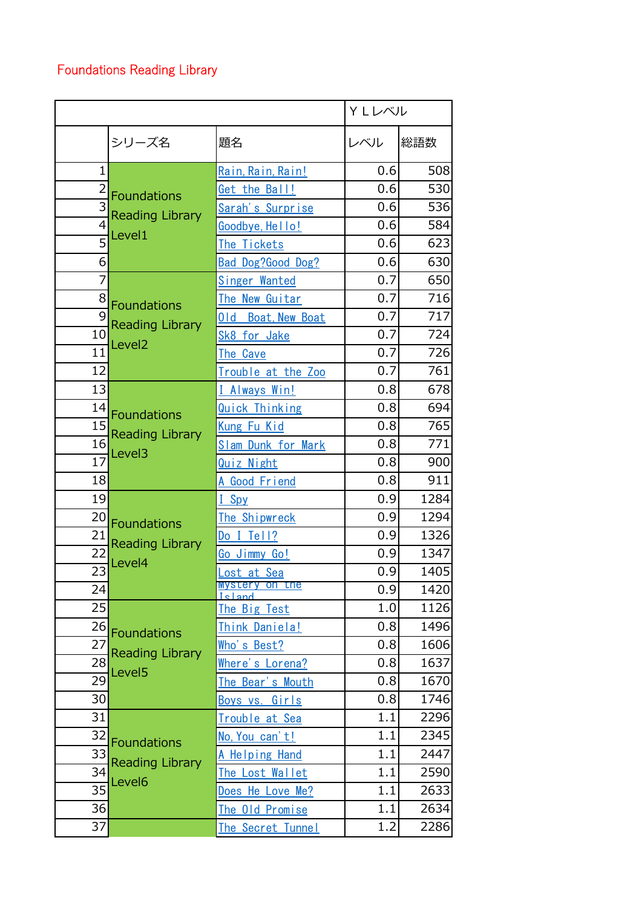Foundations Reading Library

| | | | ＹＬレベル | |
|---|---|---|---|---|
| | シリーズ名 | 題名 | レベル | 総語数 |
| 1 | Foundations Reading Library Level1 | Rain, Rain, Rain! | 0.6 | 508 |
| 2 | | Get the Ball! | 0.6 | 530 |
| 3 | | Sarah's Surprise | 0.6 | 536 |
| 4 | | Goodbye, Hello! | 0.6 | 584 |
| 5 | | The Tickets | 0.6 | 623 |
| 6 | | Bad Dog?Good Dog? | 0.6 | 630 |
| 7 | Foundations Reading Library Level2 | Singer Wanted | 0.7 | 650 |
| 8 | | The New Guitar | 0.7 | 716 |
| 9 | | Old Boat, New Boat | 0.7 | 717 |
| 10 | | Sk8 for Jake | 0.7 | 724 |
| 11 | | The Cave | 0.7 | 726 |
| 12 | | Trouble at the Zoo | 0.7 | 761 |
| 13 | Foundations Reading Library Level3 | I Always Win! | 0.8 | 678 |
| 14 | | Quick Thinking | 0.8 | 694 |
| 15 | | Kung Fu Kid | 0.8 | 765 |
| 16 | | Slam Dunk for Mark | 0.8 | 771 |
| 17 | | Quiz Night | 0.8 | 900 |
| 18 | | A Good Friend | 0.8 | 911 |
| 19 | Foundations Reading Library Level4 | I Spy | 0.9 | 1284 |
| 20 | | The Shipwreck | 0.9 | 1294 |
| 21 | | Do I Tell? | 0.9 | 1326 |
| 22 | | Go Jimmy Go! | 0.9 | 1347 |
| 23 | | Lost at Sea | 0.9 | 1405 |
| 24 | | Mystery on the Island | 0.9 | 1420 |
| 25 | Foundations Reading Library Level5 | The Big Test | 1.0 | 1126 |
| 26 | | Think Daniela! | 0.8 | 1496 |
| 27 | | Who's Best? | 0.8 | 1606 |
| 28 | | Where's Lorena? | 0.8 | 1637 |
| 29 | | The Bear's Mouth | 0.8 | 1670 |
| 30 | | Boys vs. Girls | 0.8 | 1746 |
| 31 | Foundations Reading Library Level6 | Trouble at Sea | 1.1 | 2296 |
| 32 | | No, You can't! | 1.1 | 2345 |
| 33 | | A Helping Hand | 1.1 | 2447 |
| 34 | | The Lost Wallet | 1.1 | 2590 |
| 35 | | Does He Love Me? | 1.1 | 2633 |
| 36 | | The Old Promise | 1.1 | 2634 |
| 37 | | The Secret Tunnel | 1.2 | 2286 |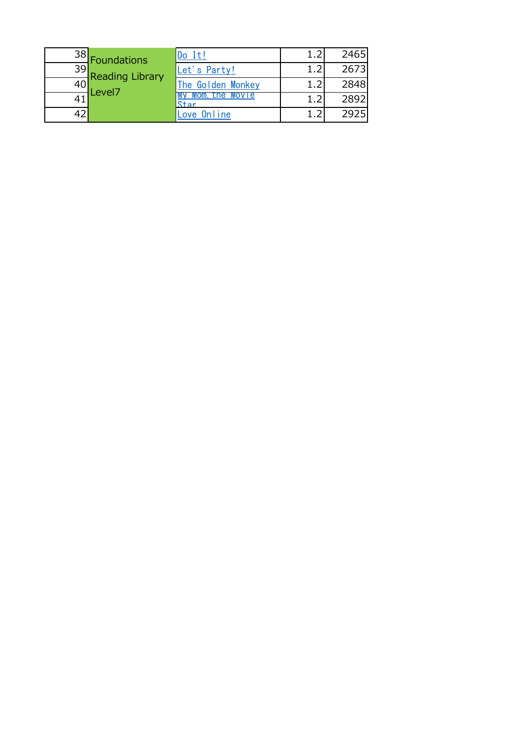| | | | | |
|---|---|---|---|---|
| 38 | Foundations Reading Library Level7 | Do It! | 1.2 | 2465 |
| 39 | | Let's Party! | 1.2 | 2673 |
| 40 | | The Golden Monkey | 1.2 | 2848 |
| 41 | | My Mom, the Movie Star | 1.2 | 2892 |
| 42 | | Love Online | 1.2 | 2925 |